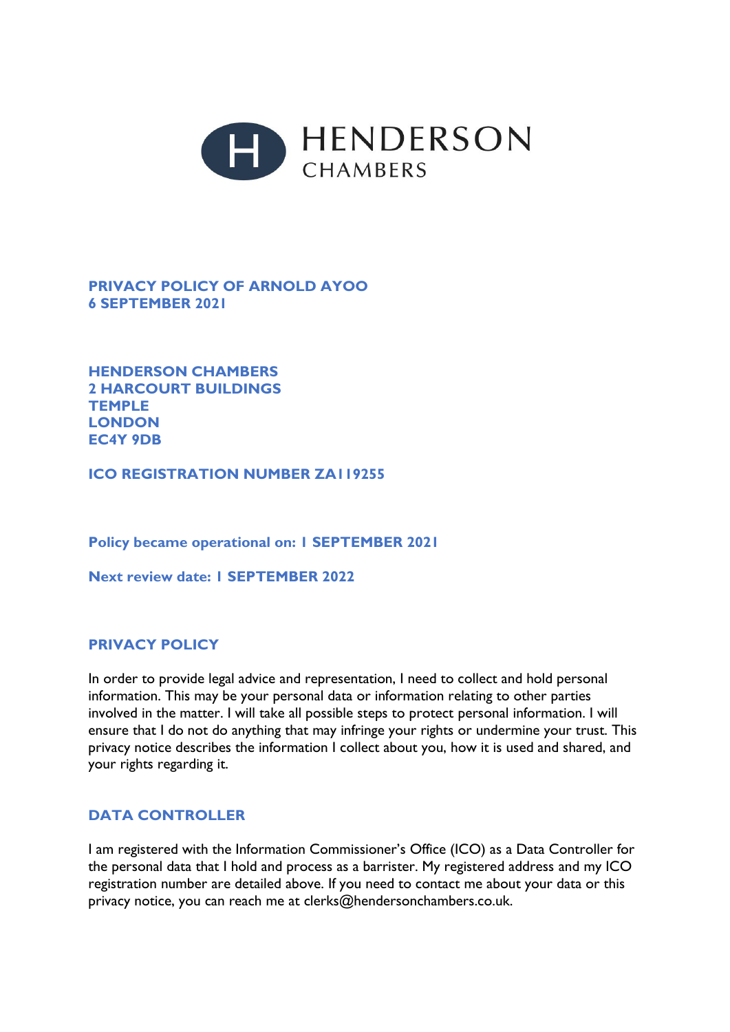HENDERSON CHAMBERS

**PRIVACY POLICY OF ARNOLD AYOO**
**6 SEPTEMBER 2021**

**HENDERSON CHAMBERS**
**2 HARCOURT BUILDINGS**
**TEMPLE**
**LONDON**
**EC4Y 9DB**

**ICO REGISTRATION NUMBER ZA119255**

**Policy became operational on: 1 SEPTEMBER 2021**

**Next review date: 1 SEPTEMBER 2022**

## PRIVACY POLICY

In order to provide legal advice and representation, I need to collect and hold personal information. This may be your personal data or information relating to other parties involved in the matter. I will take all possible steps to protect personal information. I will ensure that I do not do anything that may infringe your rights or undermine your trust. This privacy notice describes the information I collect about you, how it is used and shared, and your rights regarding it.

## DATA CONTROLLER

I am registered with the Information Commissioner's Office (ICO) as a Data Controller for the personal data that I hold and process as a barrister. My registered address and my ICO registration number are detailed above. If you need to contact me about your data or this privacy notice, you can reach me at clerks@hendersonchambers.co.uk.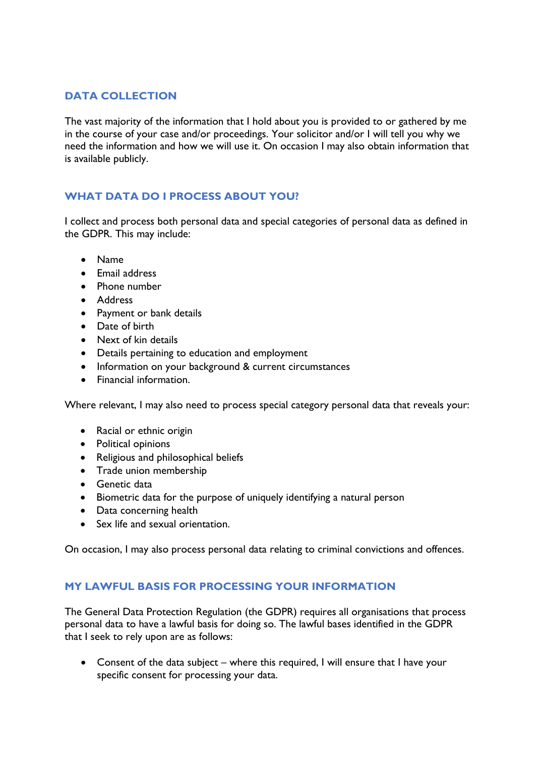## DATA COLLECTION

The vast majority of the information that I hold about you is provided to or gathered by me in the course of your case and/or proceedings. Your solicitor and/or I will tell you why we need the information and how we will use it. On occasion I may also obtain information that is available publicly.

## WHAT DATA DO I PROCESS ABOUT YOU?

I collect and process both personal data and special categories of personal data as defined in the GDPR. This may include:

- Name
- Email address
- Phone number
- Address
- Payment or bank details
- Date of birth
- Next of kin details
- Details pertaining to education and employment
- Information on your background & current circumstances
- Financial information.

Where relevant, I may also need to process special category personal data that reveals your:

- Racial or ethnic origin
- Political opinions
- Religious and philosophical beliefs
- Trade union membership
- Genetic data
- Biometric data for the purpose of uniquely identifying a natural person
- Data concerning health
- Sex life and sexual orientation.

On occasion, I may also process personal data relating to criminal convictions and offences.

## MY LAWFUL BASIS FOR PROCESSING YOUR INFORMATION

The General Data Protection Regulation (the GDPR) requires all organisations that process personal data to have a lawful basis for doing so. The lawful bases identified in the GDPR that I seek to rely upon are as follows:

- Consent of the data subject – where this required, I will ensure that I have your specific consent for processing your data.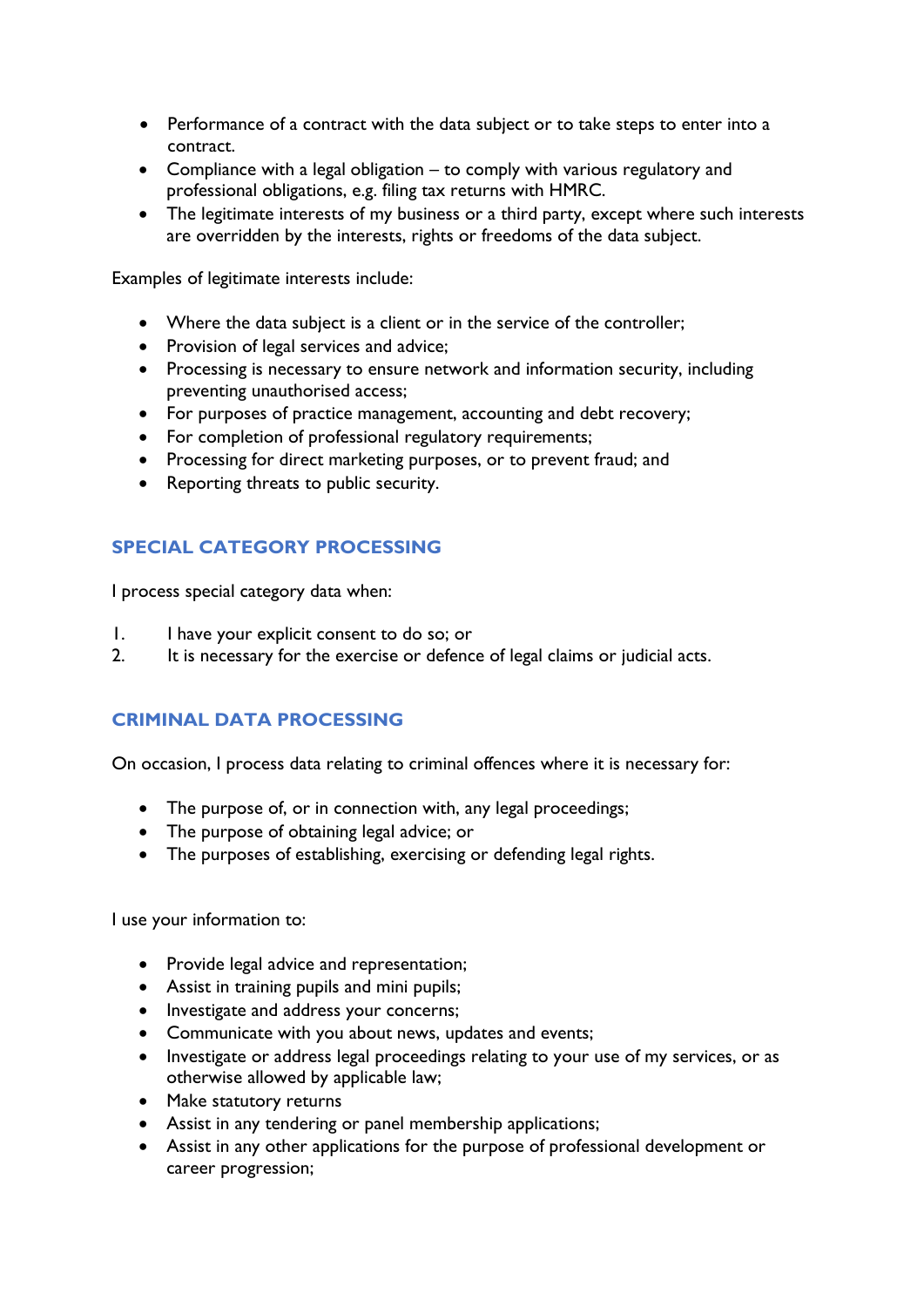- Performance of a contract with the data subject or to take steps to enter into a contract.
- Compliance with a legal obligation – to comply with various regulatory and professional obligations, e.g. filing tax returns with HMRC.
- The legitimate interests of my business or a third party, except where such interests are overridden by the interests, rights or freedoms of the data subject.

Examples of legitimate interests include:

- Where the data subject is a client or in the service of the controller;
- Provision of legal services and advice;
- Processing is necessary to ensure network and information security, including preventing unauthorised access;
- For purposes of practice management, accounting and debt recovery;
- For completion of professional regulatory requirements;
- Processing for direct marketing purposes, or to prevent fraud; and
- Reporting threats to public security.

## SPECIAL CATEGORY PROCESSING

I process special category data when:

1. I have your explicit consent to do so; or
2. It is necessary for the exercise or defence of legal claims or judicial acts.

## CRIMINAL DATA PROCESSING

On occasion, I process data relating to criminal offences where it is necessary for:

- The purpose of, or in connection with, any legal proceedings;
- The purpose of obtaining legal advice; or
- The purposes of establishing, exercising or defending legal rights.

I use your information to:

- Provide legal advice and representation;
- Assist in training pupils and mini pupils;
- Investigate and address your concerns;
- Communicate with you about news, updates and events;
- Investigate or address legal proceedings relating to your use of my services, or as otherwise allowed by applicable law;
- Make statutory returns
- Assist in any tendering or panel membership applications;
- Assist in any other applications for the purpose of professional development or career progression;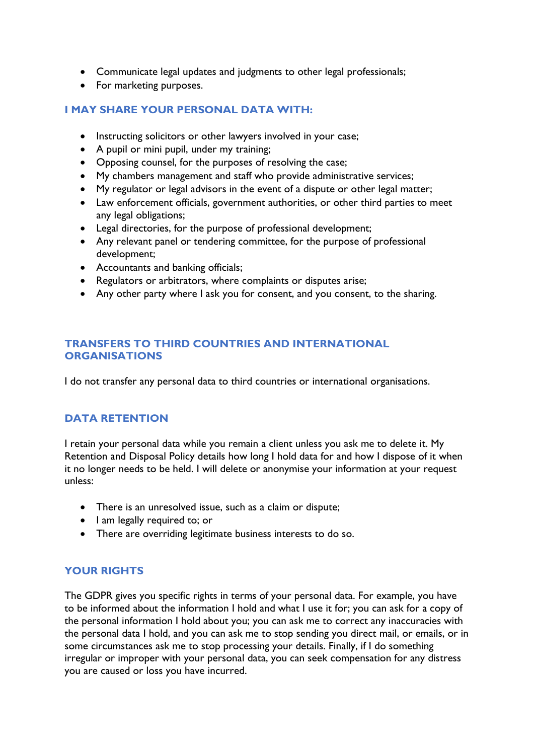- Communicate legal updates and judgments to other legal professionals;
- For marketing purposes.

## I MAY SHARE YOUR PERSONAL DATA WITH:

- Instructing solicitors or other lawyers involved in your case;
- A pupil or mini pupil, under my training;
- Opposing counsel, for the purposes of resolving the case;
- My chambers management and staff who provide administrative services;
- My regulator or legal advisors in the event of a dispute or other legal matter;
- Law enforcement officials, government authorities, or other third parties to meet any legal obligations;
- Legal directories, for the purpose of professional development;
- Any relevant panel or tendering committee, for the purpose of professional development;
- Accountants and banking officials;
- Regulators or arbitrators, where complaints or disputes arise;
- Any other party where I ask you for consent, and you consent, to the sharing.

## TRANSFERS TO THIRD COUNTRIES AND INTERNATIONAL ORGANISATIONS

I do not transfer any personal data to third countries or international organisations.

## DATA RETENTION

I retain your personal data while you remain a client unless you ask me to delete it. My Retention and Disposal Policy details how long I hold data for and how I dispose of it when it no longer needs to be held. I will delete or anonymise your information at your request unless:

- There is an unresolved issue, such as a claim or dispute;
- I am legally required to; or
- There are overriding legitimate business interests to do so.

## YOUR RIGHTS

The GDPR gives you specific rights in terms of your personal data. For example, you have to be informed about the information I hold and what I use it for; you can ask for a copy of the personal information I hold about you; you can ask me to correct any inaccuracies with the personal data I hold, and you can ask me to stop sending you direct mail, or emails, or in some circumstances ask me to stop processing your details. Finally, if I do something irregular or improper with your personal data, you can seek compensation for any distress you are caused or loss you have incurred.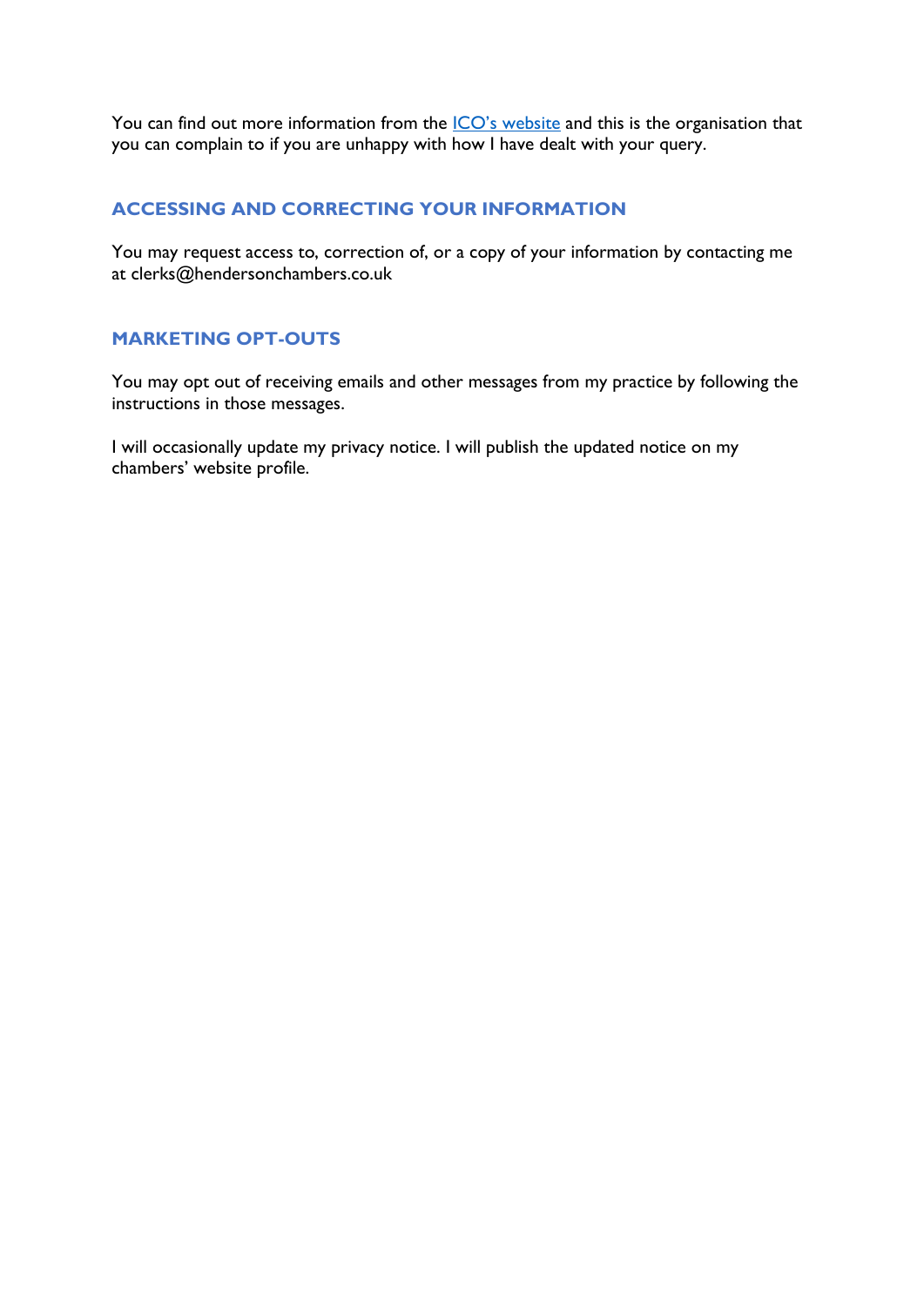You can find out more information from the ICO's website and this is the organisation that you can complain to if you are unhappy with how I have dealt with your query.

## ACCESSING AND CORRECTING YOUR INFORMATION

You may request access to, correction of, or a copy of your information by contacting me at clerks@hendersonchambers.co.uk

## MARKETING OPT-OUTS

You may opt out of receiving emails and other messages from my practice by following the instructions in those messages.

I will occasionally update my privacy notice. I will publish the updated notice on my chambers' website profile.